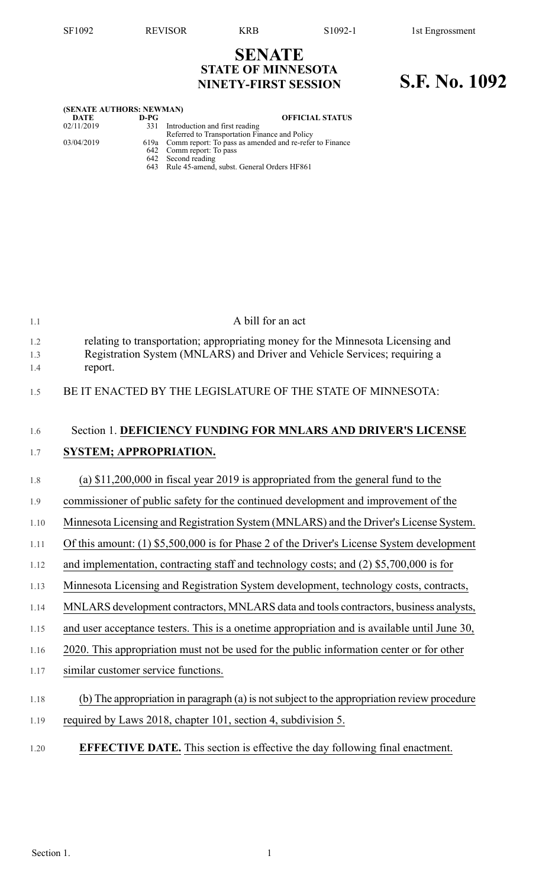# SENATE
## STATE OF MINNESOTA
## NINETY-FIRST SESSION

# S.F. No. 1092

**(SENATE AUTHORS: NEWMAN)**

| DATE | D-PG | OFFICIAL STATUS |
| --- | --- | --- |
| 02/11/2019 | 331 | Introduction and first reading<br>Referred to Transportation Finance and Policy |
| 03/04/2019 | 619a | Comm report: To pass as amended and re-refer to Finance |
| | 642 | Comm report: To pass |
| | 642 | Second reading |
| | 643 | Rule 45-amend, subst. General Orders HF861 |

A bill for an act

relating to transportation; appropriating money for the Minnesota Licensing and Registration System (MNLARS) and Driver and Vehicle Services; requiring a report.

BE IT ENACTED BY THE LEGISLATURE OF THE STATE OF MINNESOTA:

Section 1. **DEFICIENCY FUNDING FOR MNLARS AND DRIVER'S LICENSE SYSTEM; APPROPRIATION.**

(a) $11,200,000 in fiscal year 2019 is appropriated from the general fund to the commissioner of public safety for the continued development and improvement of the Minnesota Licensing and Registration System (MNLARS) and the Driver's License System. Of this amount: (1) $5,500,000 is for Phase 2 of the Driver's License System development and implementation, contracting staff and technology costs; and (2) $5,700,000 is for Minnesota Licensing and Registration System development, technology costs, contracts, MNLARS development contractors, MNLARS data and tools contractors, business analysts, and user acceptance testers. This is a onetime appropriation and is available until June 30, 2020. This appropriation must not be used for the public information center or for other similar customer service functions.

(b) The appropriation in paragraph (a) is not subject to the appropriation review procedure required by Laws 2018, chapter 101, section 4, subdivision 5.

**EFFECTIVE DATE.** This section is effective the day following final enactment.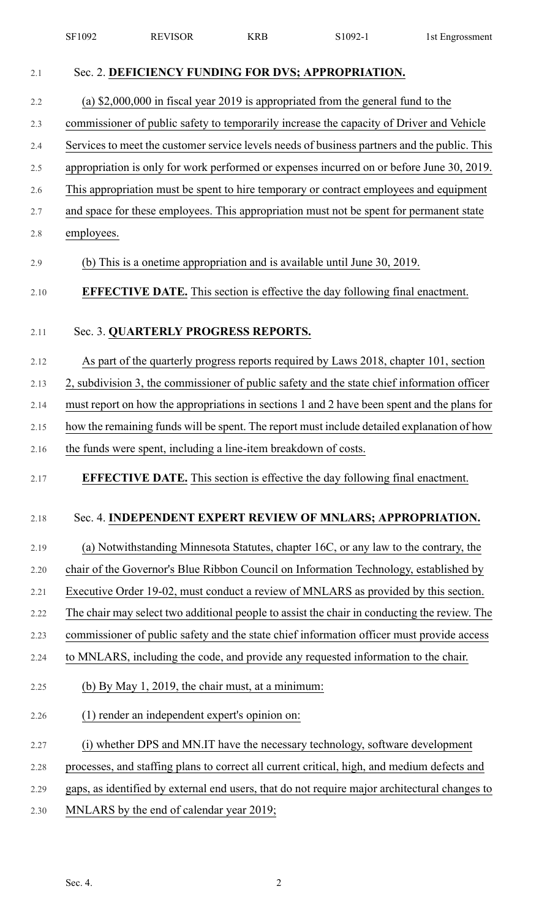Sec. 2. **DEFICIENCY FUNDING FOR DVS; APPROPRIATION.**

(a) $2,000,000 in fiscal year 2019 is appropriated from the general fund to the commissioner of public safety to temporarily increase the capacity of Driver and Vehicle Services to meet the customer service levels needs of business partners and the public. This appropriation is only for work performed or expenses incurred on or before June 30, 2019. This appropriation must be spent to hire temporary or contract employees and equipment and space for these employees. This appropriation must not be spent for permanent state employees.

(b) This is a onetime appropriation and is available until June 30, 2019.

**EFFECTIVE DATE.** This section is effective the day following final enactment.

Sec. 3. **QUARTERLY PROGRESS REPORTS.**

As part of the quarterly progress reports required by Laws 2018, chapter 101, section 2, subdivision 3, the commissioner of public safety and the state chief information officer must report on how the appropriations in sections 1 and 2 have been spent and the plans for how the remaining funds will be spent. The report must include detailed explanation of how the funds were spent, including a line-item breakdown of costs.

**EFFECTIVE DATE.** This section is effective the day following final enactment.

Sec. 4. **INDEPENDENT EXPERT REVIEW OF MNLARS; APPROPRIATION.**

(a) Notwithstanding Minnesota Statutes, chapter 16C, or any law to the contrary, the chair of the Governor's Blue Ribbon Council on Information Technology, established by Executive Order 19-02, must conduct a review of MNLARS as provided by this section. The chair may select two additional people to assist the chair in conducting the review. The commissioner of public safety and the state chief information officer must provide access to MNLARS, including the code, and provide any requested information to the chair.

(b) By May 1, 2019, the chair must, at a minimum:

(1) render an independent expert's opinion on:

(i) whether DPS and MN.IT have the necessary technology, software development processes, and staffing plans to correct all current critical, high, and medium defects and gaps, as identified by external end users, that do not require major architectural changes to MNLARS by the end of calendar year 2019;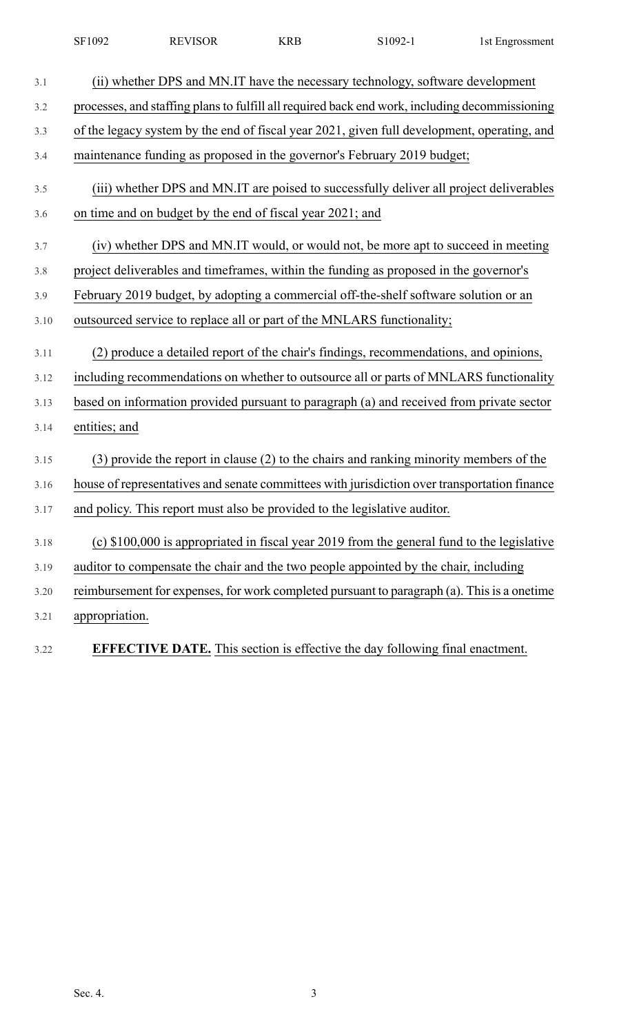(ii) whether DPS and MN.IT have the necessary technology, software development processes, and staffing plans to fulfill all required back end work, including decommissioning of the legacy system by the end of fiscal year 2021, given full development, operating, and maintenance funding as proposed in the governor's February 2019 budget;

(iii) whether DPS and MN.IT are poised to successfully deliver all project deliverables on time and on budget by the end of fiscal year 2021; and

(iv) whether DPS and MN.IT would, or would not, be more apt to succeed in meeting project deliverables and timeframes, within the funding as proposed in the governor's February 2019 budget, by adopting a commercial off-the-shelf software solution or an outsourced service to replace all or part of the MNLARS functionality;

(2) produce a detailed report of the chair's findings, recommendations, and opinions, including recommendations on whether to outsource all or parts of MNLARS functionality based on information provided pursuant to paragraph (a) and received from private sector entities; and

(3) provide the report in clause (2) to the chairs and ranking minority members of the house of representatives and senate committees with jurisdiction over transportation finance and policy. This report must also be provided to the legislative auditor.

(c) $100,000 is appropriated in fiscal year 2019 from the general fund to the legislative auditor to compensate the chair and the two people appointed by the chair, including reimbursement for expenses, for work completed pursuant to paragraph (a). This is a onetime appropriation.

**EFFECTIVE DATE.** This section is effective the day following final enactment.